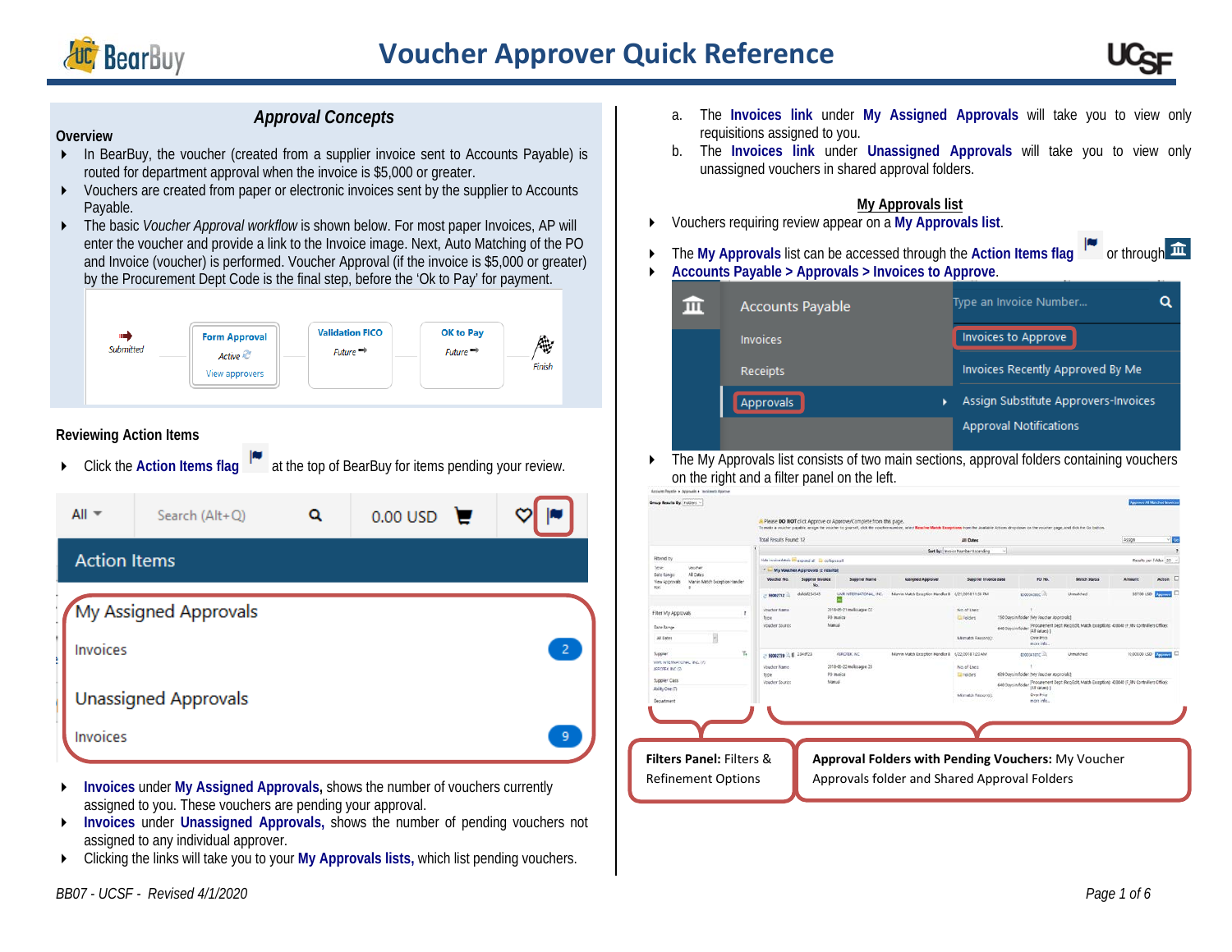# Voucher Approver Quick Reference

## *Approval Concepts*

### Overview

- In BearBuy, the voucher (created from a supplier invoice sent to Accounts Payable) is routed for department approval when the invoice is $5,000 or greater.
- Vouchers are created from paper or electronic invoices sent by the supplier to Accounts Payable.
- The basic *Voucher Approval workflow* is shown below. For most paper Invoices, AP will enter the voucher and provide a link to the Invoice image. Next, Auto Matching of the PO and Invoice (voucher) is performed. Voucher Approval (if the invoice is $5,000 or greater) by the Procurement Dept Code is the final step, before the 'Ok to Pay' for payment.

### Reviewing Action Items

- Click the **Action Items flag** at the top of BearBuy for items pending your review.

- **Invoices** under **My Assigned Approvals,** shows the number of vouchers currently assigned to you. These vouchers are pending your approval.
- **Invoices** under **Unassigned Approvals,** shows the number of pending vouchers not assigned to any individual approver.
- Clicking the links will take you to your **My Approvals lists,** which list pending vouchers.
  a. The **Invoices link** under **My Assigned Approvals** will take you to view only requisitions assigned to you.
  b. The **Invoices link** under **Unassigned Approvals** will take you to view only unassigned vouchers in shared approval folders.

### My Approvals list

- Vouchers requiring review appear on a **My Approvals list**.
- The **My Approvals** list can be accessed through the **Action Items flag** or through
- **Accounts Payable > Approvals > Invoices to Approve**.

- The My Approvals list consists of two main sections, approval folders containing vouchers on the right and a filter panel on the left.

**Filters Panel:** Filters & Refinement Options

**Approval Folders with Pending Vouchers:** My Voucher Approvals folder and Shared Approval Folders

*BB07 - UCSF - Revised 4/1/2020*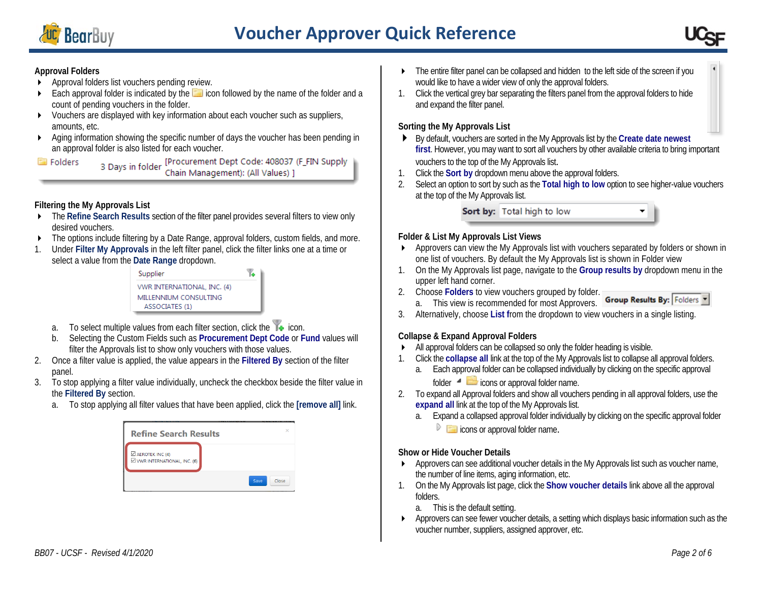## Approval Folders

- Approval folders list vouchers pending review.
- Each approval folder is indicated by the icon followed by the name of the folder and a count of pending vouchers in the folder.
- Vouchers are displayed with key information about each voucher such as suppliers, amounts, etc.
- Aging information showing the specific number of days the voucher has been pending in an approval folder is also listed for each voucher.

Folders 3 Days in folder [Procurement Dept Code: 408037 (F_FIN Supply Chain Management): (All Values) ]

## Filtering the My Approvals List

- The **Refine Search Results** section of the filter panel provides several filters to view only desired vouchers.
- The options include filtering by a Date Range, approval folders, custom fields, and more.

1. Under **Filter My Approvals** in the left filter panel, click the filter links one at a time or select a value from the **Date Range** dropdown.

   Supplier
   VWR INTERNATIONAL, INC. (4)
   MILLENNIUM CONSULTING ASSOCIATES (1)

   a. To select multiple values from each filter section, click the icon.
   b. Selecting the Custom Fields such as **Procurement Dept Code** or **Fund** values will filter the Approvals list to show only vouchers with those values.
2. Once a filter value is applied, the value appears in the **Filtered By** section of the filter panel.
3. To stop applying a filter value individually, uncheck the checkbox beside the filter value in the **Filtered By** section.
   a. To stop applying all filter values that have been applied, click the **[remove all]** link.

Refine Search Results
☑ AEROTEK INC (4)
☑ VWR INTERNATIONAL, INC. (6)
Save Close

- The entire filter panel can be collapsed and hidden to the left side of the screen if you would like to have a wider view of only the approval folders.

1. Click the vertical grey bar separating the filters panel from the approval folders to hide and expand the filter panel.

## Sorting the My Approvals List

- By default, vouchers are sorted in the My Approvals list by the **Create date newest first**. However, you may want to sort all vouchers by other available criteria to bring important vouchers to the top of the My Approvals list.

1. Click the **Sort by** dropdown menu above the approval folders.
2. Select an option to sort by such as the **Total high to low** option to see higher-value vouchers at the top of the My Approvals list.

Sort by: Total high to low

## Folder & List My Approvals List Views

- Approvers can view the My Approvals list with vouchers separated by folders or shown in one list of vouchers. By default the My Approvals list is shown in Folder view

1. On the My Approvals list page, navigate to the **Group results by** dropdown menu in the upper left hand corner.
2. Choose **Folders** to view vouchers grouped by folder.
   a. This view is recommended for most Approvers.
3. Alternatively, choose **List** from the dropdown to view vouchers in a single listing.

Group Results By: Folders

## Collapse & Expand Approval Folders

- All approval folders can be collapsed so only the folder heading is visible.

1. Click the **collapse all** link at the top of the My Approvals list to collapse all approval folders.
   a. Each approval folder can be collapsed individually by clicking on the specific approval folder icons or approval folder name.
2. To expand all Approval folders and show all vouchers pending in all approval folders, use the **expand all** link at the top of the My Approvals list.
   a. Expand a collapsed approval folder individually by clicking on the specific approval folder icons or approval folder name.

## Show or Hide Voucher Details

- Approvers can see additional voucher details in the My Approvals list such as voucher name, the number of line items, aging information, etc.

1. On the My Approvals list page, click the **Show voucher details** link above all the approval folders.
   a. This is the default setting.

- Approvers can see fewer voucher details, a setting which displays basic information such as the voucher number, suppliers, assigned approver, etc.

*BB07 - UCSF - Revised 4/1/2020*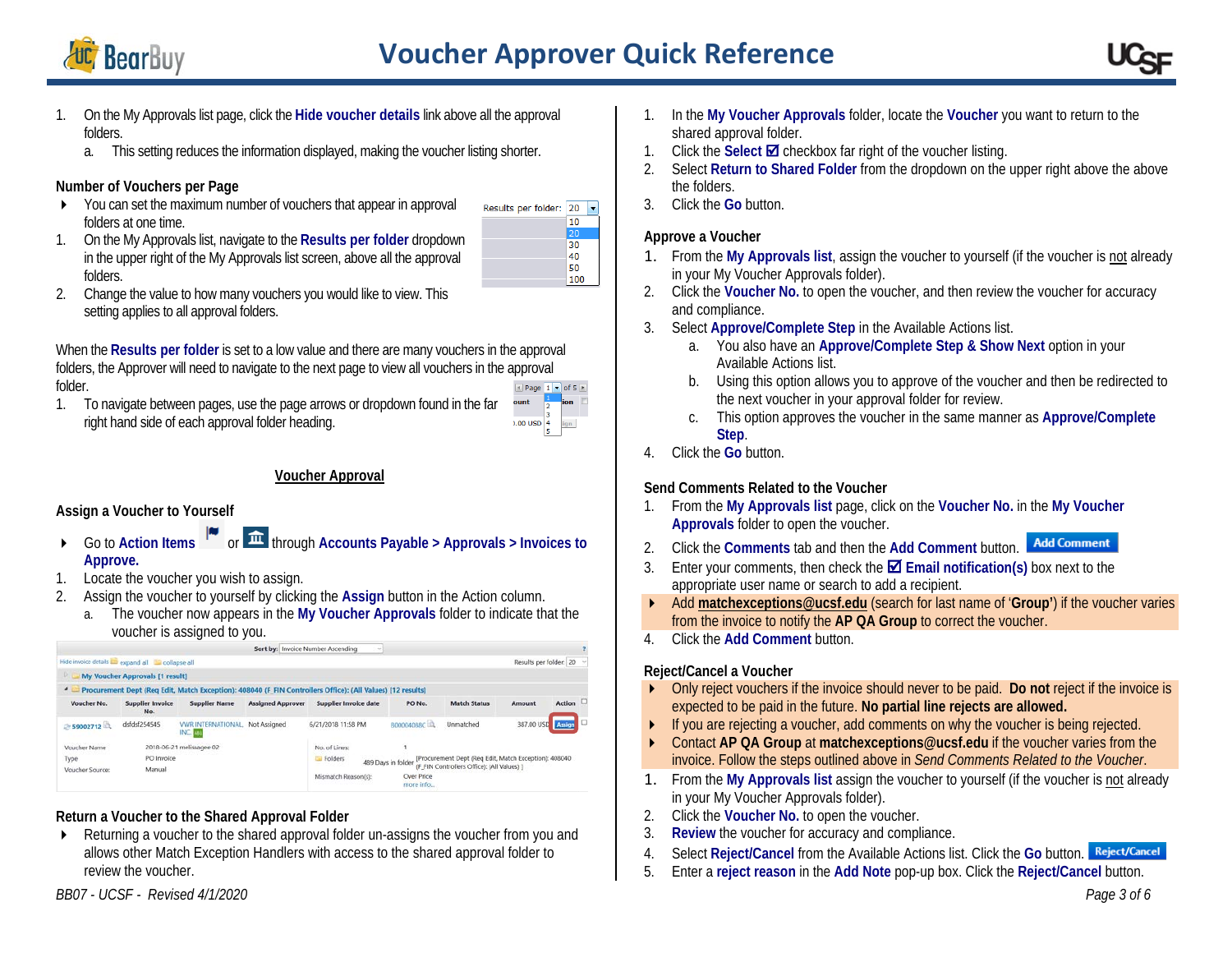# Voucher Approver Quick Reference

1. On the My Approvals list page, click the **Hide voucher details** link above all the approval folders.
   a. This setting reduces the information displayed, making the voucher listing shorter.

### Number of Vouchers per Page

- You can set the maximum number of vouchers that appear in approval folders at one time.

1. On the My Approvals list, navigate to the **Results per folder** dropdown in the upper right of the My Approvals list screen, above all the approval folders.
2. Change the value to how many vouchers you would like to view. This setting applies to all approval folders.

When the **Results per folder** is set to a low value and there are many vouchers in the approval folders, the Approver will need to navigate to the next page to view all vouchers in the approval folder.

1. To navigate between pages, use the page arrows or dropdown found in the far right hand side of each approval folder heading.

## Voucher Approval

### Assign a Voucher to Yourself

- Go to **Action Items** or through **Accounts Payable > Approvals > Invoices to Approve.**

1. Locate the voucher you wish to assign.
2. Assign the voucher to yourself by clicking the **Assign** button in the Action column.
   a. The voucher now appears in the **My Voucher Approvals** folder to indicate that the voucher is assigned to you.

### Return a Voucher to the Shared Approval Folder

- Returning a voucher to the shared approval folder un-assigns the voucher from you and allows other Match Exception Handlers with access to the shared approval folder to review the voucher.

1. In the **My Voucher Approvals** folder, locate the **Voucher** you want to return to the shared approval folder.
1. Click the **Select ☑** checkbox far right of the voucher listing.
2. Select **Return to Shared Folder** from the dropdown on the upper right above the above the folders.
3. Click the **Go** button.

### Approve a Voucher

1. From the **My Approvals list**, assign the voucher to yourself (if the voucher is not already in your My Voucher Approvals folder).
2. Click the **Voucher No.** to open the voucher, and then review the voucher for accuracy and compliance.
3. Select **Approve/Complete Step** in the Available Actions list.
   a. You also have an **Approve/Complete Step & Show Next** option in your Available Actions list.
   b. Using this option allows you to approve of the voucher and then be redirected to the next voucher in your approval folder for review.
   c. This option approves the voucher in the same manner as **Approve/Complete Step**.
4. Click the **Go** button.

### Send Comments Related to the Voucher

1. From the **My Approvals list** page, click on the **Voucher No.** in the **My Voucher Approvals** folder to open the voucher.
2. Click the **Comments** tab and then the **Add Comment** button.
3. Enter your comments, then check the **☑ Email notification(s)** box next to the appropriate user name or search to add a recipient.

- Add **matchexceptions@ucsf.edu** (search for last name of '**Group**') if the voucher varies from the invoice to notify the **AP QA Group** to correct the voucher.

4. Click the **Add Comment** button.

### Reject/Cancel a Voucher

- Only reject vouchers if the invoice should never to be paid. **Do not** reject if the invoice is expected to be paid in the future. **No partial line rejects are allowed.**
- If you are rejecting a voucher, add comments on why the voucher is being rejected.
- Contact **AP QA Group** at **matchexceptions@ucsf.edu** if the voucher varies from the invoice. Follow the steps outlined above in *Send Comments Related to the Voucher*.

1. From the **My Approvals list** assign the voucher to yourself (if the voucher is not already in your My Voucher Approvals folder).
2. Click the **Voucher No.** to open the voucher.
3. **Review** the voucher for accuracy and compliance.
4. Select **Reject/Cancel** from the Available Actions list. Click the **Go** button.
5. Enter a **reject reason** in the **Add Note** pop-up box. Click the **Reject/Cancel** button.

*BB07 - UCSF - Revised 4/1/2020*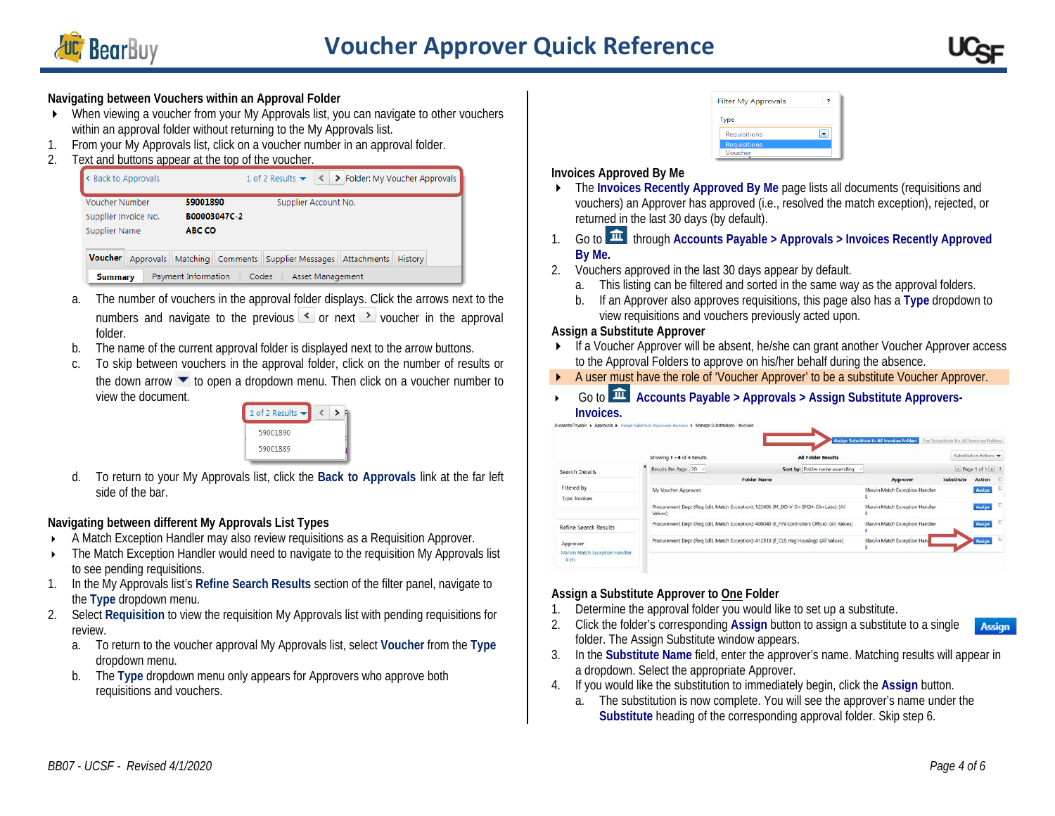## Navigating between Vouchers within an Approval Folder

- When viewing a voucher from your My Approvals list, you can navigate to other vouchers within an approval folder without returning to the My Approvals list.

1. From your My Approvals list, click on a voucher number in an approval folder.
2. Text and buttons appear at the top of the voucher.
   a. The number of vouchers in the approval folder displays. Click the arrows next to the numbers and navigate to the previous or next voucher in the approval folder.
   b. The name of the current approval folder is displayed next to the arrow buttons.
   c. To skip between vouchers in the approval folder, click on the number of results or the down arrow to open a dropdown menu. Then click on a voucher number to view the document.
   d. To return to your My Approvals list, click the **Back to Approvals** link at the far left side of the bar.

## Navigating between different My Approvals List Types

- A Match Exception Handler may also review requisitions as a Requisition Approver.
- The Match Exception Handler would need to navigate to the requisition My Approvals list to see pending requisitions.

1. In the My Approvals list's **Refine Search Results** section of the filter panel, navigate to the **Type** dropdown menu.
2. Select **Requisition** to view the requisition My Approvals list with pending requisitions for review.
   a. To return to the voucher approval My Approvals list, select **Voucher** from the **Type** dropdown menu.
   b. The **Type** dropdown menu only appears for Approvers who approve both requisitions and vouchers.

## Invoices Approved By Me

- The **Invoices Recently Approved By Me** page lists all documents (requisitions and vouchers) an Approver has approved (i.e., resolved the match exception), rejected, or returned in the last 30 days (by default).

1. Go to through **Accounts Payable > Approvals > Invoices Recently Approved By Me.**
2. Vouchers approved in the last 30 days appear by default.
   a. This listing can be filtered and sorted in the same way as the approval folders.
   b. If an Approver also approves requisitions, this page also has a **Type** dropdown to view requisitions and vouchers previously acted upon.

## Assign a Substitute Approver

- If a Voucher Approver will be absent, he/she can grant another Voucher Approver access to the Approval Folders to approve on his/her behalf during the absence.
- A user must have the role of 'Voucher Approver' to be a substitute Voucher Approver.
- Go to **Accounts Payable > Approvals > Assign Substitute Approvers-Invoices.**

## Assign a Substitute Approver to One Folder

1. Determine the approval folder you would like to set up a substitute.
2. Click the folder's corresponding **Assign** button to assign a substitute to a single folder. The Assign Substitute window appears.
3. In the **Substitute Name** field, enter the approver's name. Matching results will appear in a dropdown. Select the appropriate Approver.
4. If you would like the substitution to immediately begin, click the **Assign** button.
   a. The substitution is now complete. You will see the approver's name under the **Substitute** heading of the corresponding approval folder. Skip step 6.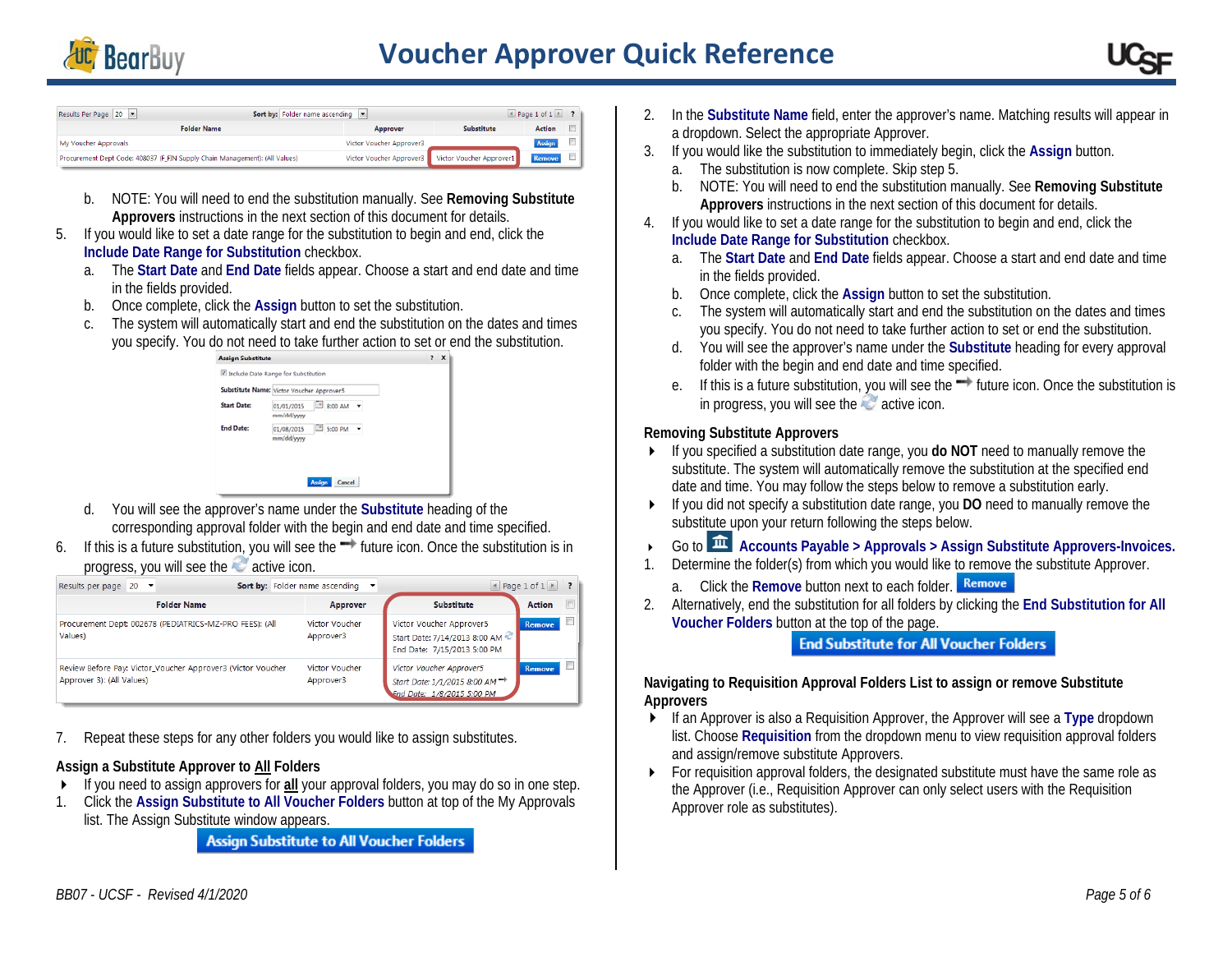b. NOTE: You will need to end the substitution manually. See **Removing Substitute Approvers** instructions in the next section of this document for details.

5. If you would like to set a date range for the substitution to begin and end, click the **Include Date Range for Substitution** checkbox.
   a. The **Start Date** and **End Date** fields appear. Choose a start and end date and time in the fields provided.
   b. Once complete, click the **Assign** button to set the substitution.
   c. The system will automatically start and end the substitution on the dates and times you specify. You do not need to take further action to set or end the substitution.
   d. You will see the approver's name under the **Substitute** heading of the corresponding approval folder with the begin and end date and time specified.
6. If this is a future substitution, you will see the future icon. Once the substitution is in progress, you will see the active icon.
7. Repeat these steps for any other folders you would like to assign substitutes.

### Assign a Substitute Approver to All Folders

- If you need to assign approvers for **all** your approval folders, you may do so in one step.

1. Click the **Assign Substitute to All Voucher Folders** button at top of the My Approvals list. The Assign Substitute window appears.
2. In the **Substitute Name** field, enter the approver's name. Matching results will appear in a dropdown. Select the appropriate Approver.
3. If you would like the substitution to immediately begin, click the **Assign** button.
   a. The substitution is now complete. Skip step 5.
   b. NOTE: You will need to end the substitution manually. See **Removing Substitute Approvers** instructions in the next section of this document for details.
4. If you would like to set a date range for the substitution to begin and end, click the **Include Date Range for Substitution** checkbox.
   a. The **Start Date** and **End Date** fields appear. Choose a start and end date and time in the fields provided.
   b. Once complete, click the **Assign** button to set the substitution.
   c. The system will automatically start and end the substitution on the dates and times you specify. You do not need to take further action to set or end the substitution.
   d. You will see the approver's name under the **Substitute** heading for every approval folder with the begin and end date and time specified.
   e. If this is a future substitution, you will see the future icon. Once the substitution is in progress, you will see the active icon.

### Removing Substitute Approvers

- If you specified a substitution date range, you **do NOT** need to manually remove the substitute. The system will automatically remove the substitution at the specified end date and time. You may follow the steps below to remove a substitution early.
- If you did not specify a substitution date range, you **DO** need to manually remove the substitute upon your return following the steps below.
- Go to **Accounts Payable > Approvals > Assign Substitute Approvers-Invoices.**

1. Determine the folder(s) from which you would like to remove the substitute Approver.
   a. Click the **Remove** button next to each folder.
2. Alternatively, end the substitution for all folders by clicking the **End Substitution for All Voucher Folders** button at the top of the page.

### Navigating to Requisition Approval Folders List to assign or remove Substitute Approvers

- If an Approver is also a Requisition Approver, the Approver will see a **Type** dropdown list. Choose **Requisition** from the dropdown menu to view requisition approval folders and assign/remove substitute Approvers.
- For requisition approval folders, the designated substitute must have the same role as the Approver (i.e., Requisition Approver can only select users with the Requisition Approver role as substitutes).

BB07 - UCSF - Revised 4/1/2020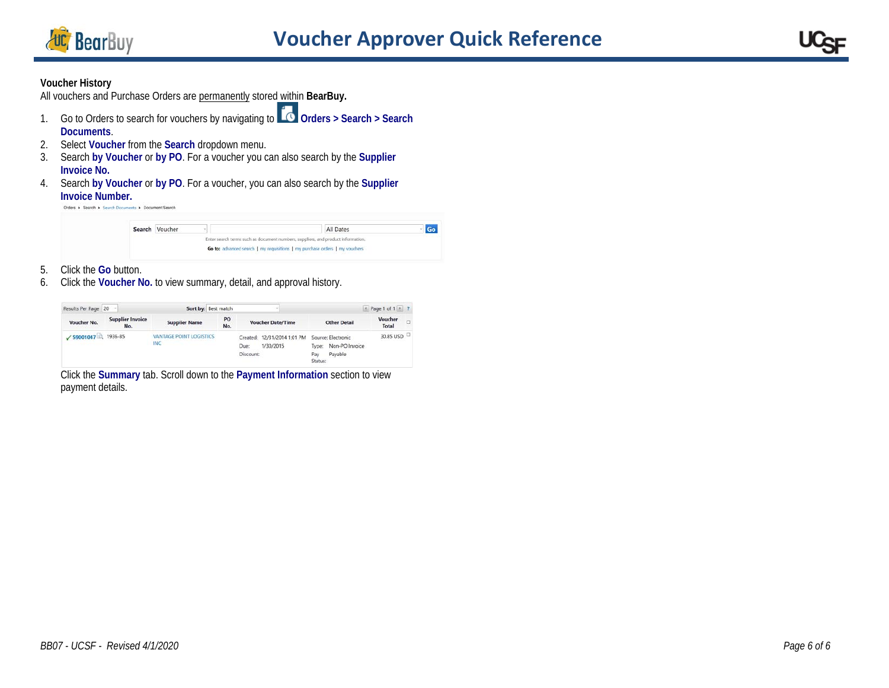**Voucher History**

All vouchers and Purchase Orders are permanently stored within **BearBuy.**

1. Go to Orders to search for vouchers by navigating to **Orders > Search > Search Documents**.
2. Select **Voucher** from the **Search** dropdown menu.
3. Search **by Voucher** or **by PO**. For a voucher you can also search by the **Supplier Invoice No.**
4. Search **by Voucher** or **by PO**. For a voucher, you can also search by the **Supplier Invoice Number.**

Orders ▸ Search ▸ Search Documents ▸ Document Search

Search Voucher | All Dates | Go

Enter search terms such as document numbers, suppliers, and product information.

Go to: advanced search | my requisitions | my purchase orders | my vouchers

5. Click the **Go** button.
6. Click the **Voucher No.** to view summary, detail, and approval history.

Results Per Page 20 | Sort by: Best match | Page 1 of 1

| Voucher No. | Supplier Invoice No. | Supplier Name | PO No. | Voucher Date/Time | Other Detail | Voucher Total |
|---|---|---|---|---|---|---|
| 59001047 | 1936-85 | VANTAGE POINT LOGISTICS INC | | Created: 12/31/2014 1:01 PM Due: 1/30/2015 Discount: | Source: Electronic Type: Non-PO Invoice Pay Status: Payable | 30.85 USD |

Click the **Summary** tab. Scroll down to the **Payment Information** section to view payment details.